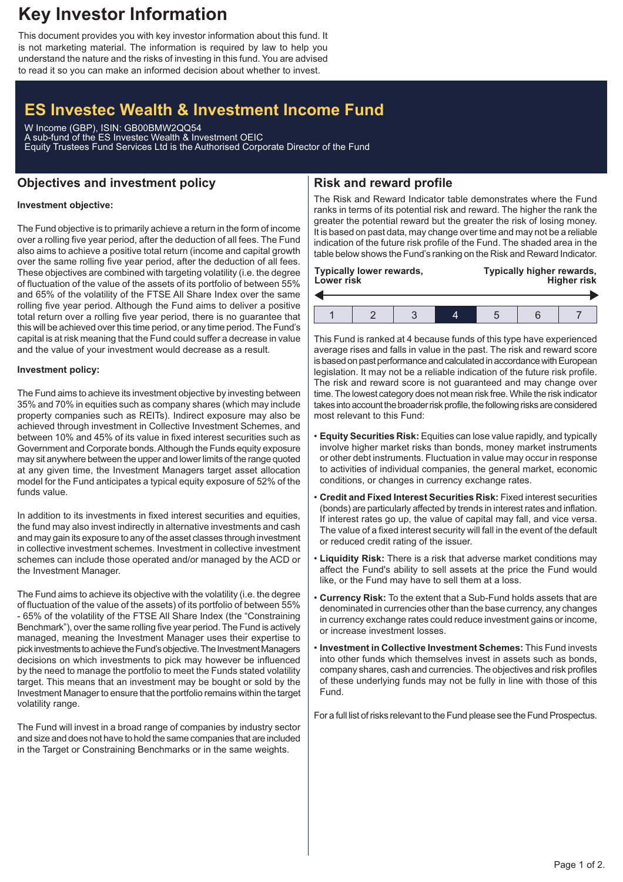# Key Investor Information

This document provides you with key investor information about this fund. It is not marketing material. The information is required by law to help you understand the nature and the risks of investing in this fund. You are advised to read it so you can make an informed decision about whether to invest.

# ES Investec Wealth & Investment Income Fund

W Income (GBP), ISIN: GB00BMW2QQ54
A sub-fund of the ES Investec Wealth & Investment OEIC
Equity Trustees Fund Services Ltd is the Authorised Corporate Director of the Fund

## Objectives and investment policy

**Investment objective:**

The Fund objective is to primarily achieve a return in the form of income over a rolling five year period, after the deduction of all fees. The Fund also aims to achieve a positive total return (income and capital growth over the same rolling five year period, after the deduction of all fees. These objectives are combined with targeting volatility (i.e. the degree of fluctuation of the value of the assets of its portfolio of between 55% and 65% of the volatility of the FTSE All Share Index over the same rolling five year period. Although the Fund aims to deliver a positive total return over a rolling five year period, there is no guarantee that this will be achieved over this time period, or any time period. The Fund's capital is at risk meaning that the Fund could suffer a decrease in value and the value of your investment would decrease as a result.

**Investment policy:**

The Fund aims to achieve its investment objective by investing between 35% and 70% in equities such as company shares (which may include property companies such as REITs). Indirect exposure may also be achieved through investment in Collective Investment Schemes, and between 10% and 45% of its value in fixed interest securities such as Government and Corporate bonds. Although the Funds equity exposure may sit anywhere between the upper and lower limits of the range quoted at any given time, the Investment Managers target asset allocation model for the Fund anticipates a typical equity exposure of 52% of the funds value.

In addition to its investments in fixed interest securities and equities, the fund may also invest indirectly in alternative investments and cash and may gain its exposure to any of the asset classes through investment in collective investment schemes. Investment in collective investment schemes can include those operated and/or managed by the ACD or the Investment Manager.

The Fund aims to achieve its objective with the volatility (i.e. the degree of fluctuation of the value of the assets) of its portfolio of between 55% - 65% of the volatility of the FTSE All Share Index (the "Constraining Benchmark"), over the same rolling five year period. The Fund is actively managed, meaning the Investment Manager uses their expertise to pick investments to achieve the Fund's objective. The Investment Managers decisions on which investments to pick may however be influenced by the need to manage the portfolio to meet the Funds stated volatility target. This means that an investment may be bought or sold by the Investment Manager to ensure that the portfolio remains within the target volatility range.

The Fund will invest in a broad range of companies by industry sector and size and does not have to hold the same companies that are included in the Target or Constraining Benchmarks or in the same weights.

## Risk and reward profile

The Risk and Reward Indicator table demonstrates where the Fund ranks in terms of its potential risk and reward. The higher the rank the greater the potential reward but the greater the risk of losing money. It is based on past data, may change over time and may not be a reliable indication of the future risk profile of the Fund. The shaded area in the table below shows the Fund's ranking on the Risk and Reward Indicator.

**Typically lower rewards, Lower risk** — **Typically higher rewards, Higher risk**

| 1 | 2 | 3 | **4** | 5 | 6 | 7 |
|---|---|---|---|---|---|---|

This Fund is ranked at 4 because funds of this type have experienced average rises and falls in value in the past. The risk and reward score is based on past performance and calculated in accordance with European legislation. It may not be a reliable indication of the future risk profile. The risk and reward score is not guaranteed and may change over time. The lowest category does not mean risk free. While the risk indicator takes into account the broader risk profile, the following risks are considered most relevant to this Fund:

- **Equity Securities Risk:** Equities can lose value rapidly, and typically involve higher market risks than bonds, money market instruments or other debt instruments. Fluctuation in value may occur in response to activities of individual companies, the general market, economic conditions, or changes in currency exchange rates.
- **Credit and Fixed Interest Securities Risk:** Fixed interest securities (bonds) are particularly affected by trends in interest rates and inflation. If interest rates go up, the value of capital may fall, and vice versa. The value of a fixed interest security will fall in the event of the default or reduced credit rating of the issuer.
- **Liquidity Risk:** There is a risk that adverse market conditions may affect the Fund's ability to sell assets at the price the Fund would like, or the Fund may have to sell them at a loss.
- **Currency Risk:** To the extent that a Sub-Fund holds assets that are denominated in currencies other than the base currency, any changes in currency exchange rates could reduce investment gains or income, or increase investment losses.
- **Investment in Collective Investment Schemes:** This Fund invests into other funds which themselves invest in assets such as bonds, company shares, cash and currencies. The objectives and risk profiles of these underlying funds may not be fully in line with those of this Fund.

For a full list of risks relevant to the Fund please see the Fund Prospectus.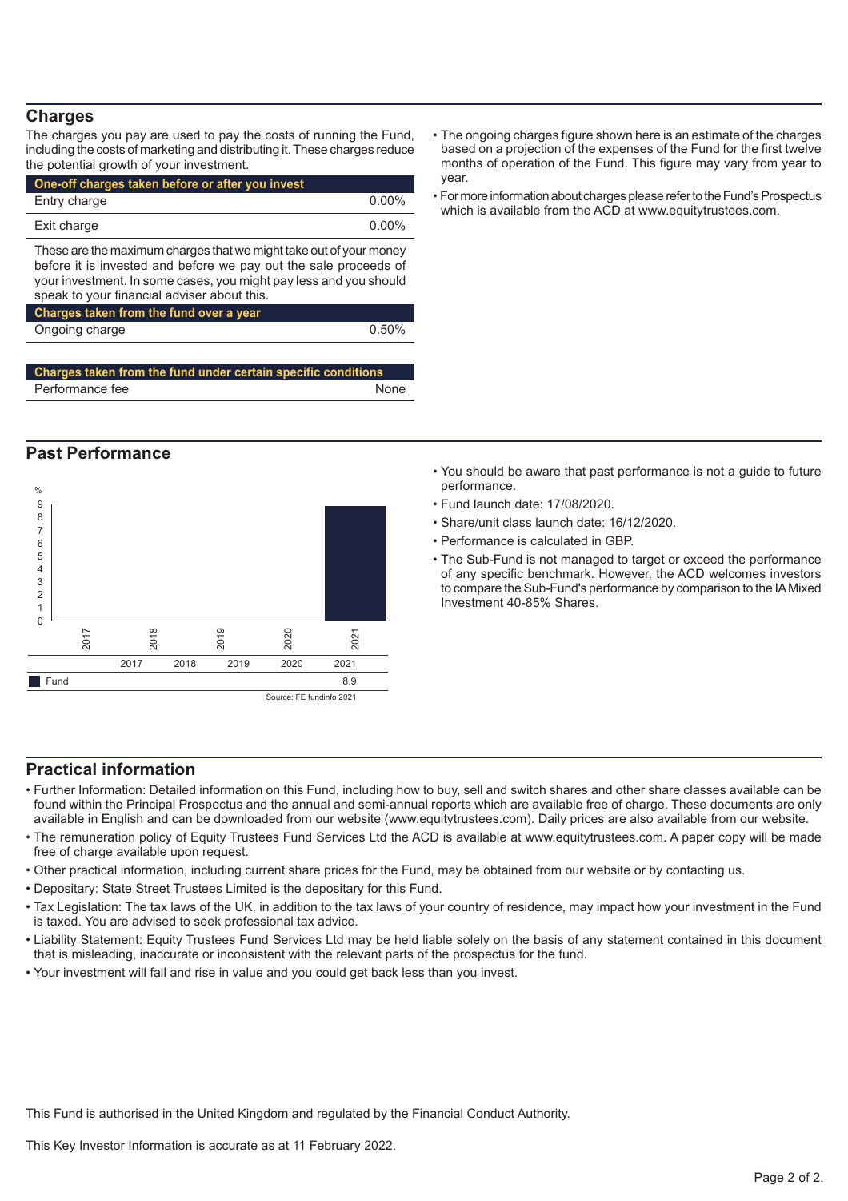## Charges

The charges you pay are used to pay the costs of running the Fund, including the costs of marketing and distributing it. These charges reduce the potential growth of your investment.

| One-off charges taken before or after you invest | |
|---|---|
| Entry charge | 0.00% |
| Exit charge | 0.00% |

These are the maximum charges that we might take out of your money before it is invested and before we pay out the sale proceeds of your investment. In some cases, you might pay less and you should speak to your financial adviser about this.

| Charges taken from the fund over a year | |
|---|---|
| Ongoing charge | 0.50% |

| Charges taken from the fund under certain specific conditions | |
|---|---|
| Performance fee | None |

- The ongoing charges figure shown here is an estimate of the charges based on a projection of the expenses of the Fund for the first twelve months of operation of the Fund. This figure may vary from year to year.
- For more information about charges please refer to the Fund's Prospectus which is available from the ACD at www.equitytrustees.com.

## Past Performance

%

9
8
7
6
5
4
3
2
1
0

2017 2018 2019 2020 2021

2017 2018 2019 2020 2021

Fund 8.9

Source: FE fundinfo 2021

- You should be aware that past performance is not a guide to future performance.
- Fund launch date: 17/08/2020.
- Share/unit class launch date: 16/12/2020.
- Performance is calculated in GBP.
- The Sub-Fund is not managed to target or exceed the performance of any specific benchmark. However, the ACD welcomes investors to compare the Sub-Fund's performance by comparison to the IA Mixed Investment 40-85% Shares.

## Practical information

- Further Information: Detailed information on this Fund, including how to buy, sell and switch shares and other share classes available can be found within the Principal Prospectus and the annual and semi-annual reports which are available free of charge. These documents are only available in English and can be downloaded from our website (www.equitytrustees.com). Daily prices are also available from our website.
- The remuneration policy of Equity Trustees Fund Services Ltd the ACD is available at www.equitytrustees.com. A paper copy will be made free of charge available upon request.
- Other practical information, including current share prices for the Fund, may be obtained from our website or by contacting us.
- Depositary: State Street Trustees Limited is the depositary for this Fund.
- Tax Legislation: The tax laws of the UK, in addition to the tax laws of your country of residence, may impact how your investment in the Fund is taxed. You are advised to seek professional tax advice.
- Liability Statement: Equity Trustees Fund Services Ltd may be held liable solely on the basis of any statement contained in this document that is misleading, inaccurate or inconsistent with the relevant parts of the prospectus for the fund.
- Your investment will fall and rise in value and you could get back less than you invest.

This Fund is authorised in the United Kingdom and regulated by the Financial Conduct Authority.

This Key Investor Information is accurate as at 11 February 2022.